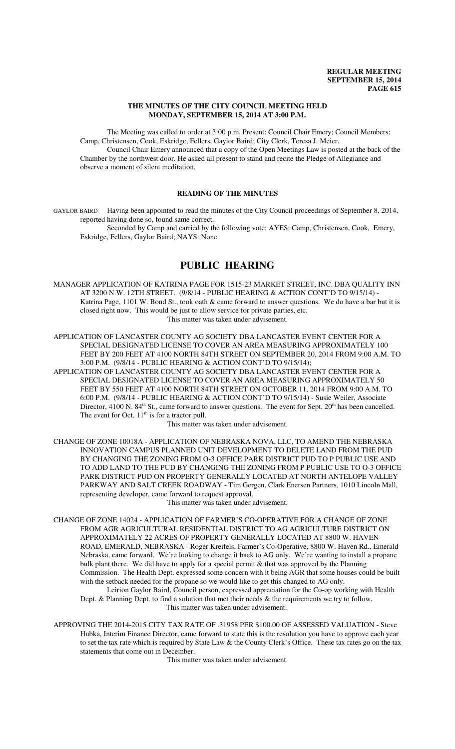# THE MINUTES OF THE CITY COUNCIL MEETING HELD MONDAY, SEPTEMBER 15, 2014 AT 3:00 P.M.

The Meeting was called to order at 3:00 p.m. Present: Council Chair Emery; Council Members: Camp, Christensen, Cook, Eskridge, Fellers, Gaylor Baird; City Clerk, Teresa J. Meier.

Council Chair Emery announced that a copy of the Open Meetings Law is posted at the back of the Chamber by the northwest door. He asked all present to stand and recite the Pledge of Allegiance and observe a moment of silent meditation.

## READING OF THE MINUTES

GAYLOR BAIRD Having been appointed to read the minutes of the City Council proceedings of September 8, 2014, reported having done so, found same correct.

Seconded by Camp and carried by the following vote: AYES: Camp, Christensen, Cook, Emery, Eskridge, Fellers, Gaylor Baird; NAYS: None.

# PUBLIC HEARING

MANAGER APPLICATION OF KATRINA PAGE FOR 1515-23 MARKET STREET, INC. DBA QUALITY INN AT 3200 N.W. 12TH STREET. (9/8/14 - PUBLIC HEARING & ACTION CONT'D TO 9/15/14) - Katrina Page, 1101 W. Bond St., took oath & came forward to answer questions. We do have a bar but it is closed right now. This would be just to allow service for private parties, etc.

This matter was taken under advisement.

APPLICATION OF LANCASTER COUNTY AG SOCIETY DBA LANCASTER EVENT CENTER FOR A SPECIAL DESIGNATED LICENSE TO COVER AN AREA MEASURING APPROXIMATELY 100 FEET BY 200 FEET AT 4100 NORTH 84TH STREET ON SEPTEMBER 20, 2014 FROM 9:00 A.M. TO 3:00 P.M. (9/8/14 - PUBLIC HEARING & ACTION CONT'D TO 9/15/14);

APPLICATION OF LANCASTER COUNTY AG SOCIETY DBA LANCASTER EVENT CENTER FOR A SPECIAL DESIGNATED LICENSE TO COVER AN AREA MEASURING APPROXIMATELY 50 FEET BY 550 FEET AT 4100 NORTH 84TH STREET ON OCTOBER 11, 2014 FROM 9:00 A.M. TO 6:00 P.M. (9/8/14 - PUBLIC HEARING & ACTION CONT'D TO 9/15/14) - Susie Weiler, Associate Director, 4100 N. 84th St., came forward to answer questions. The event for Sept. 20th has been cancelled. The event for Oct. 11th is for a tractor pull.

This matter was taken under advisement.

CHANGE OF ZONE 10018A - APPLICATION OF NEBRASKA NOVA, LLC, TO AMEND THE NEBRASKA INNOVATION CAMPUS PLANNED UNIT DEVELOPMENT TO DELETE LAND FROM THE PUD BY CHANGING THE ZONING FROM O-3 OFFICE PARK DISTRICT PUD TO P PUBLIC USE AND TO ADD LAND TO THE PUD BY CHANGING THE ZONING FROM P PUBLIC USE TO O-3 OFFICE PARK DISTRICT PUD ON PROPERTY GENERALLY LOCATED AT NORTH ANTELOPE VALLEY PARKWAY AND SALT CREEK ROADWAY - Tim Gergen, Clark Enersen Partners, 1010 Lincoln Mall, representing developer, came forward to request approval.

This matter was taken under advisement.

CHANGE OF ZONE 14024 - APPLICATION OF FARMER'S CO-OPERATIVE FOR A CHANGE OF ZONE FROM AGR AGRICULTURAL RESIDENTIAL DISTRICT TO AG AGRICULTURE DISTRICT ON APPROXIMATELY 22 ACRES OF PROPERTY GENERALLY LOCATED AT 8800 W. HAVEN ROAD, EMERALD, NEBRASKA - Roger Kreifels, Farmer's Co-Operative, 8800 W. Haven Rd., Emerald Nebraska, came forward. We're looking to change it back to AG only. We're wanting to install a propane bulk plant there. We did have to apply for a special permit & that was approved by the Planning Commission. The Health Dept. expressed some concern with it being AGR that some houses could be built with the setback needed for the propane so we would like to get this changed to AG only.

Leirion Gaylor Baird, Council person, expressed appreciation for the Co-op working with Health Dept. & Planning Dept. to find a solution that met their needs & the requirements we try to follow.

This matter was taken under advisement.

APPROVING THE 2014-2015 CITY TAX RATE OF .31958 PER $100.00 OF ASSESSED VALUATION - Steve Hubka, Interim Finance Director, came forward to state this is the resolution you have to approve each year to set the tax rate which is required by State Law & the County Clerk's Office. These tax rates go on the tax statements that come out in December.

This matter was taken under advisement.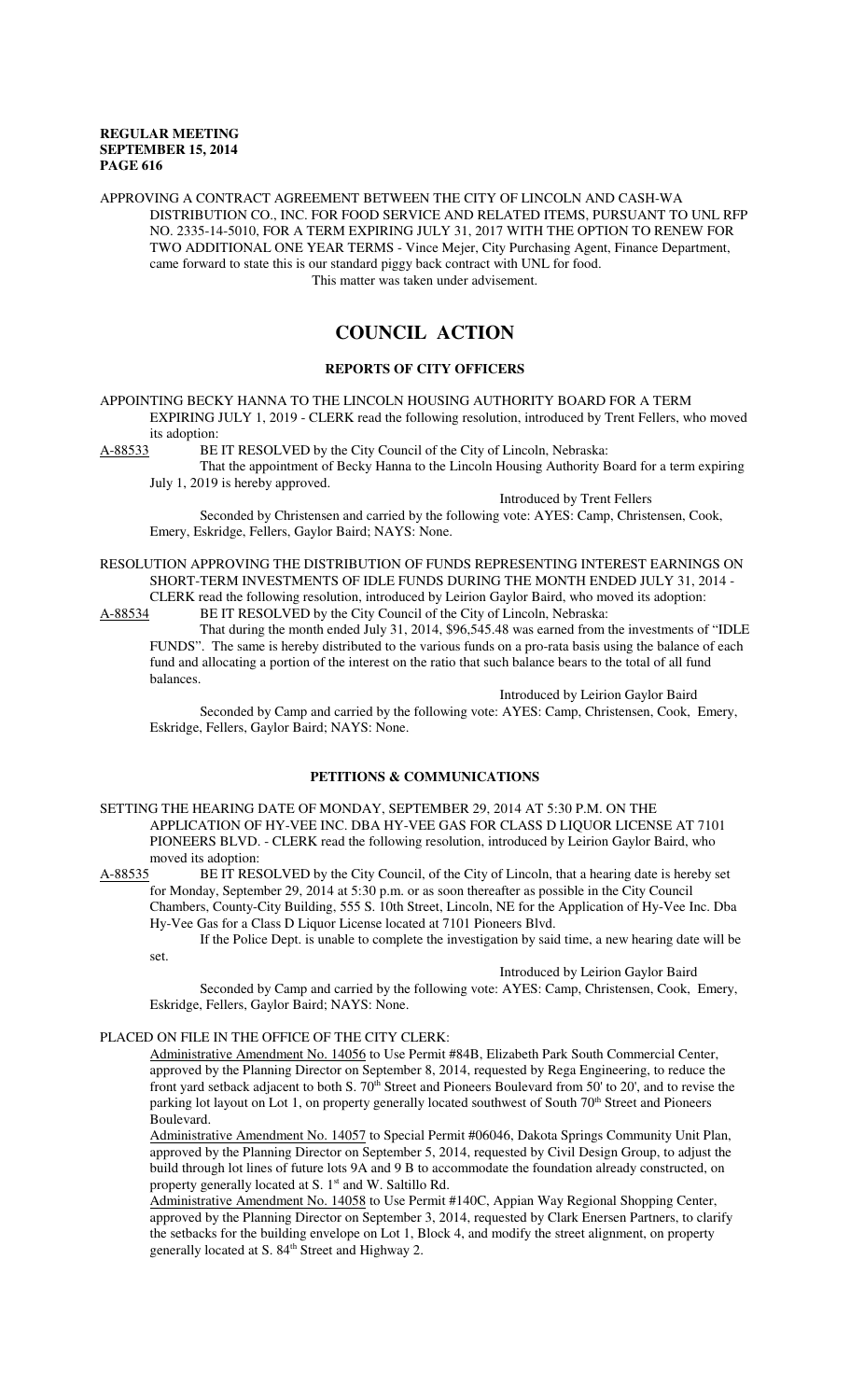APPROVING A CONTRACT AGREEMENT BETWEEN THE CITY OF LINCOLN AND CASH-WA DISTRIBUTION CO., INC. FOR FOOD SERVICE AND RELATED ITEMS, PURSUANT TO UNL RFP NO. 2335-14-5010, FOR A TERM EXPIRING JULY 31, 2017 WITH THE OPTION TO RENEW FOR TWO ADDITIONAL ONE YEAR TERMS - Vince Mejer, City Purchasing Agent, Finance Department, came forward to state this is our standard piggy back contract with UNL for food.

This matter was taken under advisement.

# COUNCIL ACTION

## REPORTS OF CITY OFFICERS

APPOINTING BECKY HANNA TO THE LINCOLN HOUSING AUTHORITY BOARD FOR A TERM EXPIRING JULY 1, 2019 - CLERK read the following resolution, introduced by Trent Fellers, who moved its adoption:

A-88533 BE IT RESOLVED by the City Council of the City of Lincoln, Nebraska:

That the appointment of Becky Hanna to the Lincoln Housing Authority Board for a term expiring July 1, 2019 is hereby approved.

Introduced by Trent Fellers

Seconded by Christensen and carried by the following vote: AYES: Camp, Christensen, Cook, Emery, Eskridge, Fellers, Gaylor Baird; NAYS: None.

RESOLUTION APPROVING THE DISTRIBUTION OF FUNDS REPRESENTING INTEREST EARNINGS ON SHORT-TERM INVESTMENTS OF IDLE FUNDS DURING THE MONTH ENDED JULY 31, 2014 - CLERK read the following resolution, introduced by Leirion Gaylor Baird, who moved its adoption:

A-88534 BE IT RESOLVED by the City Council of the City of Lincoln, Nebraska:

That during the month ended July 31, 2014, $96,545.48 was earned from the investments of "IDLE FUNDS". The same is hereby distributed to the various funds on a pro-rata basis using the balance of each fund and allocating a portion of the interest on the ratio that such balance bears to the total of all fund balances.

Introduced by Leirion Gaylor Baird

Seconded by Camp and carried by the following vote: AYES: Camp, Christensen, Cook, Emery, Eskridge, Fellers, Gaylor Baird; NAYS: None.

## PETITIONS & COMMUNICATIONS

SETTING THE HEARING DATE OF MONDAY, SEPTEMBER 29, 2014 AT 5:30 P.M. ON THE APPLICATION OF HY-VEE INC. DBA HY-VEE GAS FOR CLASS D LIQUOR LICENSE AT 7101 PIONEERS BLVD. - CLERK read the following resolution, introduced by Leirion Gaylor Baird, who moved its adoption:

A-88535 BE IT RESOLVED by the City Council, of the City of Lincoln, that a hearing date is hereby set for Monday, September 29, 2014 at 5:30 p.m. or as soon thereafter as possible in the City Council Chambers, County-City Building, 555 S. 10th Street, Lincoln, NE for the Application of Hy-Vee Inc. Dba Hy-Vee Gas for a Class D Liquor License located at 7101 Pioneers Blvd.

If the Police Dept. is unable to complete the investigation by said time, a new hearing date will be set.

Introduced by Leirion Gaylor Baird

Seconded by Camp and carried by the following vote: AYES: Camp, Christensen, Cook, Emery, Eskridge, Fellers, Gaylor Baird; NAYS: None.

PLACED ON FILE IN THE OFFICE OF THE CITY CLERK:

Administrative Amendment No. 14056 to Use Permit #84B, Elizabeth Park South Commercial Center, approved by the Planning Director on September 8, 2014, requested by Rega Engineering, to reduce the front yard setback adjacent to both S. 70th Street and Pioneers Boulevard from 50' to 20', and to revise the parking lot layout on Lot 1, on property generally located southwest of South 70th Street and Pioneers Boulevard.

Administrative Amendment No. 14057 to Special Permit #06046, Dakota Springs Community Unit Plan, approved by the Planning Director on September 5, 2014, requested by Civil Design Group, to adjust the build through lot lines of future lots 9A and 9 B to accommodate the foundation already constructed, on property generally located at S. 1st and W. Saltillo Rd.

Administrative Amendment No. 14058 to Use Permit #140C, Appian Way Regional Shopping Center, approved by the Planning Director on September 3, 2014, requested by Clark Enersen Partners, to clarify the setbacks for the building envelope on Lot 1, Block 4, and modify the street alignment, on property generally located at S. 84th Street and Highway 2.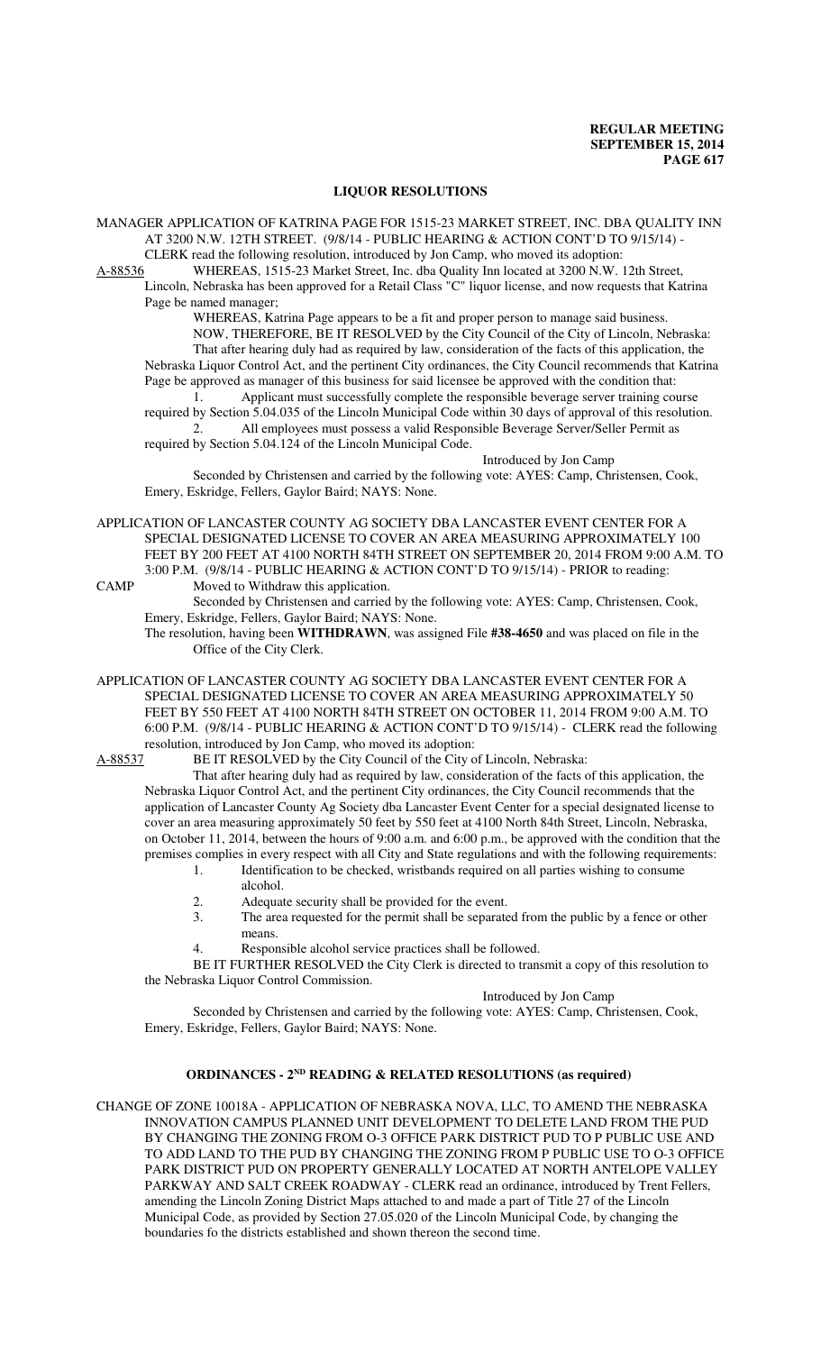## LIQUOR RESOLUTIONS

MANAGER APPLICATION OF KATRINA PAGE FOR 1515-23 MARKET STREET, INC. DBA QUALITY INN AT 3200 N.W. 12TH STREET. (9/8/14 - PUBLIC HEARING & ACTION CONT'D TO 9/15/14) - CLERK read the following resolution, introduced by Jon Camp, who moved its adoption:

A-88536 WHEREAS, 1515-23 Market Street, Inc. dba Quality Inn located at 3200 N.W. 12th Street, Lincoln, Nebraska has been approved for a Retail Class "C" liquor license, and now requests that Katrina Page be named manager;

WHEREAS, Katrina Page appears to be a fit and proper person to manage said business.

NOW, THEREFORE, BE IT RESOLVED by the City Council of the City of Lincoln, Nebraska: That after hearing duly had as required by law, consideration of the facts of this application, the Nebraska Liquor Control Act, and the pertinent City ordinances, the City Council recommends that Katrina Page be approved as manager of this business for said licensee be approved with the condition that:

1. Applicant must successfully complete the responsible beverage server training course required by Section 5.04.035 of the Lincoln Municipal Code within 30 days of approval of this resolution.
2. All employees must possess a valid Responsible Beverage Server/Seller Permit as required by Section 5.04.124 of the Lincoln Municipal Code.

Introduced by Jon Camp

Seconded by Christensen and carried by the following vote: AYES: Camp, Christensen, Cook, Emery, Eskridge, Fellers, Gaylor Baird; NAYS: None.

APPLICATION OF LANCASTER COUNTY AG SOCIETY DBA LANCASTER EVENT CENTER FOR A SPECIAL DESIGNATED LICENSE TO COVER AN AREA MEASURING APPROXIMATELY 100 FEET BY 200 FEET AT 4100 NORTH 84TH STREET ON SEPTEMBER 20, 2014 FROM 9:00 A.M. TO 3:00 P.M. (9/8/14 - PUBLIC HEARING & ACTION CONT'D TO 9/15/14) - PRIOR to reading:

CAMP Moved to Withdraw this application.

Seconded by Christensen and carried by the following vote: AYES: Camp, Christensen, Cook, Emery, Eskridge, Fellers, Gaylor Baird; NAYS: None.

The resolution, having been **WITHDRAWN**, was assigned File **#38-4650** and was placed on file in the Office of the City Clerk.

APPLICATION OF LANCASTER COUNTY AG SOCIETY DBA LANCASTER EVENT CENTER FOR A SPECIAL DESIGNATED LICENSE TO COVER AN AREA MEASURING APPROXIMATELY 50 FEET BY 550 FEET AT 4100 NORTH 84TH STREET ON OCTOBER 11, 2014 FROM 9:00 A.M. TO 6:00 P.M. (9/8/14 - PUBLIC HEARING & ACTION CONT'D TO 9/15/14) - CLERK read the following resolution, introduced by Jon Camp, who moved its adoption:

A-88537 BE IT RESOLVED by the City Council of the City of Lincoln, Nebraska:

That after hearing duly had as required by law, consideration of the facts of this application, the Nebraska Liquor Control Act, and the pertinent City ordinances, the City Council recommends that the application of Lancaster County Ag Society dba Lancaster Event Center for a special designated license to cover an area measuring approximately 50 feet by 550 feet at 4100 North 84th Street, Lincoln, Nebraska, on October 11, 2014, between the hours of 9:00 a.m. and 6:00 p.m., be approved with the condition that the premises complies in every respect with all City and State regulations and with the following requirements:

1. Identification to be checked, wristbands required on all parties wishing to consume alcohol.
2. Adequate security shall be provided for the event.
3. The area requested for the permit shall be separated from the public by a fence or other means.
4. Responsible alcohol service practices shall be followed.

BE IT FURTHER RESOLVED the City Clerk is directed to transmit a copy of this resolution to the Nebraska Liquor Control Commission.

Introduced by Jon Camp

Seconded by Christensen and carried by the following vote: AYES: Camp, Christensen, Cook, Emery, Eskridge, Fellers, Gaylor Baird; NAYS: None.

## ORDINANCES - 2ND READING & RELATED RESOLUTIONS (as required)

CHANGE OF ZONE 10018A - APPLICATION OF NEBRASKA NOVA, LLC, TO AMEND THE NEBRASKA INNOVATION CAMPUS PLANNED UNIT DEVELOPMENT TO DELETE LAND FROM THE PUD BY CHANGING THE ZONING FROM O-3 OFFICE PARK DISTRICT PUD TO P PUBLIC USE AND TO ADD LAND TO THE PUD BY CHANGING THE ZONING FROM P PUBLIC USE TO O-3 OFFICE PARK DISTRICT PUD ON PROPERTY GENERALLY LOCATED AT NORTH ANTELOPE VALLEY PARKWAY AND SALT CREEK ROADWAY - CLERK read an ordinance, introduced by Trent Fellers, amending the Lincoln Zoning District Maps attached to and made a part of Title 27 of the Lincoln Municipal Code, as provided by Section 27.05.020 of the Lincoln Municipal Code, by changing the boundaries fo the districts established and shown thereon the second time.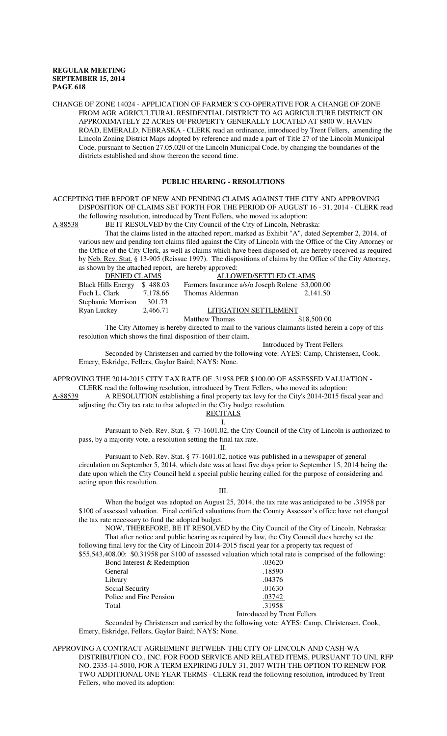CHANGE OF ZONE 14024 - APPLICATION OF FARMER'S CO-OPERATIVE FOR A CHANGE OF ZONE FROM AGR AGRICULTURAL RESIDENTIAL DISTRICT TO AG AGRICULTURE DISTRICT ON APPROXIMATELY 22 ACRES OF PROPERTY GENERALLY LOCATED AT 8800 W. HAVEN ROAD, EMERALD, NEBRASKA - CLERK read an ordinance, introduced by Trent Fellers, amending the Lincoln Zoning District Maps adopted by reference and made a part of Title 27 of the Lincoln Municipal Code, pursuant to Section 27.05.020 of the Lincoln Municipal Code, by changing the boundaries of the districts established and show thereon the second time.

## PUBLIC HEARING - RESOLUTIONS

ACCEPTING THE REPORT OF NEW AND PENDING CLAIMS AGAINST THE CITY AND APPROVING DISPOSITION OF CLAIMS SET FORTH FOR THE PERIOD OF AUGUST 16 - 31, 2014 - CLERK read the following resolution, introduced by Trent Fellers, who moved its adoption:

A-88538 BE IT RESOLVED by the City Council of the City of Lincoln, Nebraska:

That the claims listed in the attached report, marked as Exhibit "A", dated September 2, 2014, of various new and pending tort claims filed against the City of Lincoln with the Office of the City Attorney or the Office of the City Clerk, as well as claims which have been disposed of, are hereby received as required by Neb. Rev. Stat. § 13-905 (Reissue 1997). The dispositions of claims by the Office of the City Attorney, as shown by the attached report, are hereby approved:

| DENIED CLAIMS | | ALLOWED/SETTLED CLAIMS | |
|---|---|---|---|
| Black Hills Energy | $ 488.03 | Farmers Insurance a/s/o Joseph Rolenc | $3,000.00 |
| Foch L. Clark | 7,178.66 | Thomas Alderman | 2,141.50 |
| Stephanie Morrison | 301.73 | | |
| Ryan Luckey | 2,466.71 | LITIGATION SETTLEMENT | |
| | | Matthew Thomas | $18,500.00 |

The City Attorney is hereby directed to mail to the various claimants listed herein a copy of this resolution which shows the final disposition of their claim.

Introduced by Trent Fellers

Seconded by Christensen and carried by the following vote: AYES: Camp, Christensen, Cook, Emery, Eskridge, Fellers, Gaylor Baird; NAYS: None.

APPROVING THE 2014-2015 CITY TAX RATE OF .31958 PER $100.00 OF ASSESSED VALUATION - CLERK read the following resolution, introduced by Trent Fellers, who moved its adoption:

A-88539 A RESOLUTION establishing a final property tax levy for the City's 2014-2015 fiscal year and adjusting the City tax rate to that adopted in the City budget resolution.

RECITALS

I.

Pursuant to Neb. Rev. Stat. § 77-1601.02, the City Council of the City of Lincoln is authorized to pass, by a majority vote, a resolution setting the final tax rate.

II.

Pursuant to Neb. Rev. Stat. § 77-1601.02, notice was published in a newspaper of general circulation on September 5, 2014, which date was at least five days prior to September 15, 2014 being the date upon which the City Council held a special public hearing called for the purpose of considering and acting upon this resolution.

III.

When the budget was adopted on August 25, 2014, the tax rate was anticipated to be .31958 per $100 of assessed valuation. Final certified valuations from the County Assessor's office have not changed the tax rate necessary to fund the adopted budget.

NOW, THEREFORE, BE IT RESOLVED by the City Council of the City of Lincoln, Nebraska:

That after notice and public hearing as required by law, the City Council does hereby set the following final levy for the City of Lincoln 2014-2015 fiscal year for a property tax request of $55,543,408.00: $0.31958 per $100 of assessed valuation which total rate is comprised of the following:

| | |
|---|---|
| Bond Interest & Redemption | .03620 |
| General | .18590 |
| Library | .04376 |
| Social Security | .01630 |
| Police and Fire Pension | .03742 |
| Total | .31958 |

Introduced by Trent Fellers

Seconded by Christensen and carried by the following vote: AYES: Camp, Christensen, Cook, Emery, Eskridge, Fellers, Gaylor Baird; NAYS: None.

APPROVING A CONTRACT AGREEMENT BETWEEN THE CITY OF LINCOLN AND CASH-WA DISTRIBUTION CO., INC. FOR FOOD SERVICE AND RELATED ITEMS, PURSUANT TO UNL RFP NO. 2335-14-5010, FOR A TERM EXPIRING JULY 31, 2017 WITH THE OPTION TO RENEW FOR TWO ADDITIONAL ONE YEAR TERMS - CLERK read the following resolution, introduced by Trent Fellers, who moved its adoption: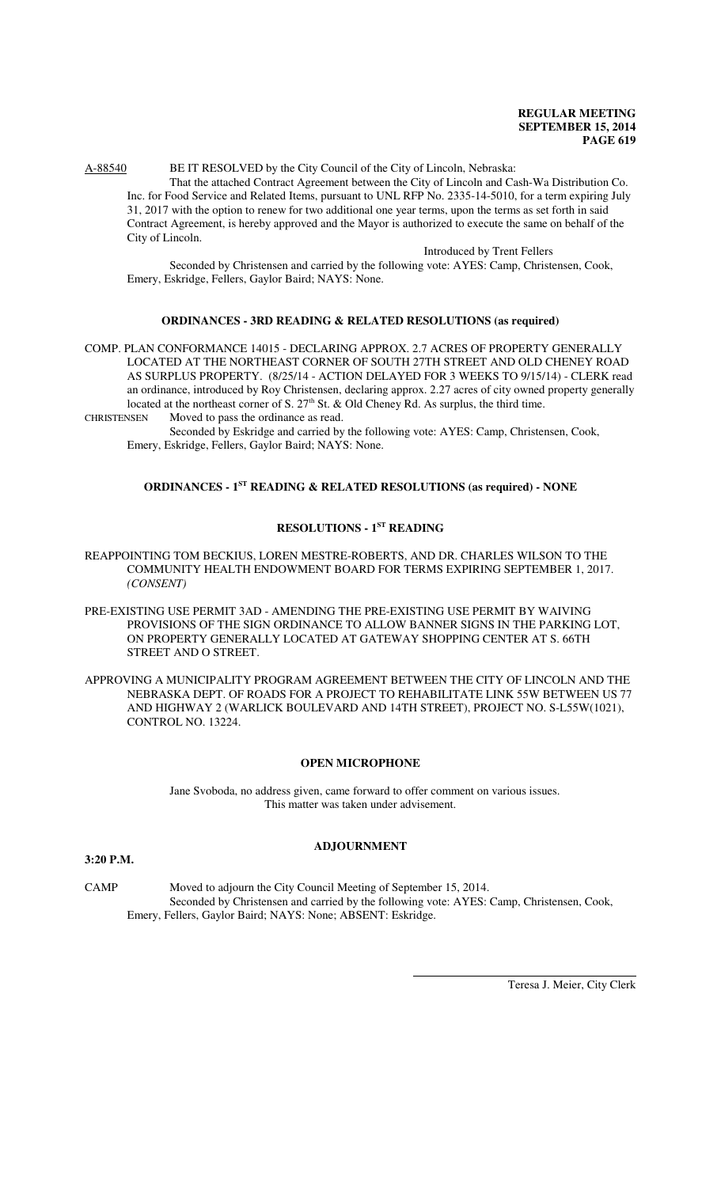A-88540 BE IT RESOLVED by the City Council of the City of Lincoln, Nebraska:

That the attached Contract Agreement between the City of Lincoln and Cash-Wa Distribution Co. Inc. for Food Service and Related Items, pursuant to UNL RFP No. 2335-14-5010, for a term expiring July 31, 2017 with the option to renew for two additional one year terms, upon the terms as set forth in said Contract Agreement, is hereby approved and the Mayor is authorized to execute the same on behalf of the City of Lincoln.

Introduced by Trent Fellers

Seconded by Christensen and carried by the following vote: AYES: Camp, Christensen, Cook, Emery, Eskridge, Fellers, Gaylor Baird; NAYS: None.

## ORDINANCES - 3RD READING & RELATED RESOLUTIONS (as required)

COMP. PLAN CONFORMANCE 14015 - DECLARING APPROX. 2.7 ACRES OF PROPERTY GENERALLY LOCATED AT THE NORTHEAST CORNER OF SOUTH 27TH STREET AND OLD CHENEY ROAD AS SURPLUS PROPERTY. (8/25/14 - ACTION DELAYED FOR 3 WEEKS TO 9/15/14) - CLERK read an ordinance, introduced by Roy Christensen, declaring approx. 2.27 acres of city owned property generally located at the northeast corner of S. 27th St. & Old Cheney Rd. As surplus, the third time.

CHRISTENSEN Moved to pass the ordinance as read.

Seconded by Eskridge and carried by the following vote: AYES: Camp, Christensen, Cook, Emery, Eskridge, Fellers, Gaylor Baird; NAYS: None.

## ORDINANCES - 1ST READING & RELATED RESOLUTIONS (as required) - NONE

## RESOLUTIONS - 1ST READING

REAPPOINTING TOM BECKIUS, LOREN MESTRE-ROBERTS, AND DR. CHARLES WILSON TO THE COMMUNITY HEALTH ENDOWMENT BOARD FOR TERMS EXPIRING SEPTEMBER 1, 2017. *(CONSENT)*

PRE-EXISTING USE PERMIT 3AD - AMENDING THE PRE-EXISTING USE PERMIT BY WAIVING PROVISIONS OF THE SIGN ORDINANCE TO ALLOW BANNER SIGNS IN THE PARKING LOT, ON PROPERTY GENERALLY LOCATED AT GATEWAY SHOPPING CENTER AT S. 66TH STREET AND O STREET.

APPROVING A MUNICIPALITY PROGRAM AGREEMENT BETWEEN THE CITY OF LINCOLN AND THE NEBRASKA DEPT. OF ROADS FOR A PROJECT TO REHABILITATE LINK 55W BETWEEN US 77 AND HIGHWAY 2 (WARLICK BOULEVARD AND 14TH STREET), PROJECT NO. S-L55W(1021), CONTROL NO. 13224.

## OPEN MICROPHONE

Jane Svoboda, no address given, came forward to offer comment on various issues. This matter was taken under advisement.

## ADJOURNMENT

**3:20 P.M.**

CAMP Moved to adjourn the City Council Meeting of September 15, 2014.

Seconded by Christensen and carried by the following vote: AYES: Camp, Christensen, Cook, Emery, Fellers, Gaylor Baird; NAYS: None; ABSENT: Eskridge.

Teresa J. Meier, City Clerk